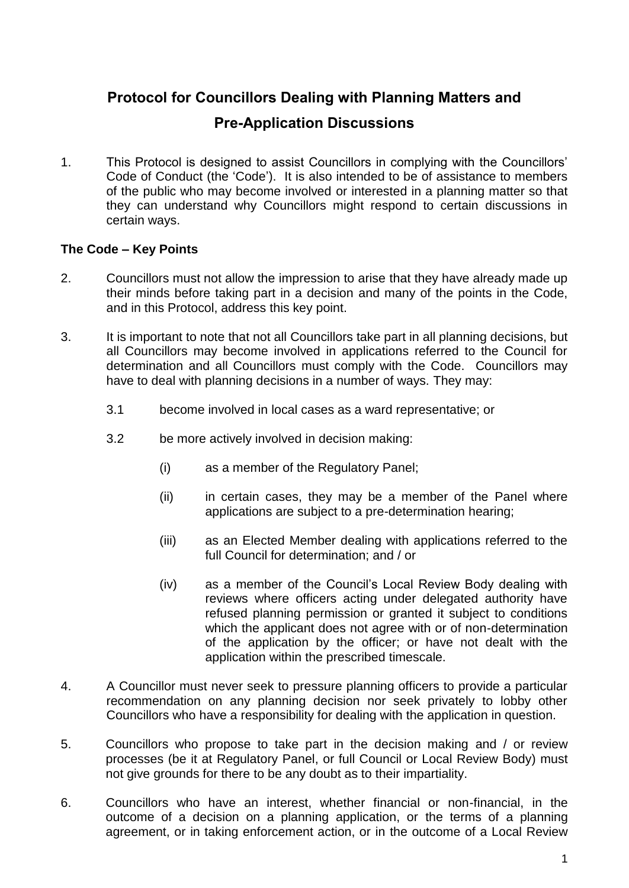# Protocol for Councillors Dealing with Planning Matters and Pre-Application Discussions

1. This Protocol is designed to assist Councillors in complying with the Councillors' Code of Conduct (the 'Code'). It is also intended to be of assistance to members of the public who may become involved or interested in a planning matter so that they can understand why Councillors might respond to certain discussions in certain ways.

**The Code – Key Points**

2. Councillors must not allow the impression to arise that they have already made up their minds before taking part in a decision and many of the points in the Code, and in this Protocol, address this key point.

3. It is important to note that not all Councillors take part in all planning decisions, but all Councillors may become involved in applications referred to the Council for determination and all Councillors must comply with the Code. Councillors may have to deal with planning decisions in a number of ways. They may:

   3.1 become involved in local cases as a ward representative; or

   3.2 be more actively involved in decision making:

   (i) as a member of the Regulatory Panel;

   (ii) in certain cases, they may be a member of the Panel where applications are subject to a pre-determination hearing;

   (iii) as an Elected Member dealing with applications referred to the full Council for determination; and / or

   (iv) as a member of the Council's Local Review Body dealing with reviews where officers acting under delegated authority have refused planning permission or granted it subject to conditions which the applicant does not agree with or of non-determination of the application by the officer; or have not dealt with the application within the prescribed timescale.

4. A Councillor must never seek to pressure planning officers to provide a particular recommendation on any planning decision nor seek privately to lobby other Councillors who have a responsibility for dealing with the application in question.

5. Councillors who propose to take part in the decision making and / or review processes (be it at Regulatory Panel, or full Council or Local Review Body) must not give grounds for there to be any doubt as to their impartiality.

6. Councillors who have an interest, whether financial or non-financial, in the outcome of a decision on a planning application, or the terms of a planning agreement, or in taking enforcement action, or in the outcome of a Local Review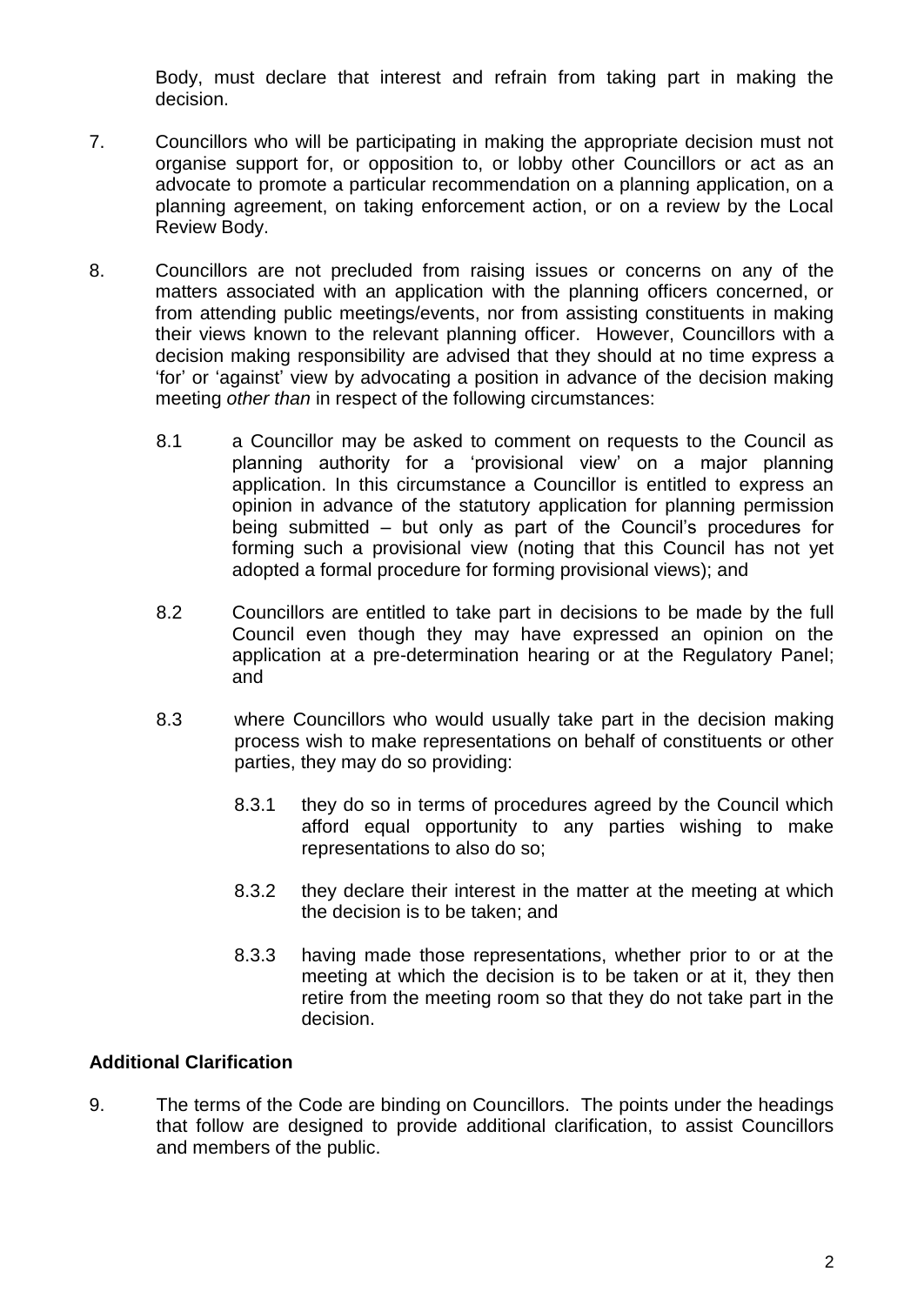Body, must declare that interest and refrain from taking part in making the decision.

7. Councillors who will be participating in making the appropriate decision must not organise support for, or opposition to, or lobby other Councillors or act as an advocate to promote a particular recommendation on a planning application, on a planning agreement, on taking enforcement action, or on a review by the Local Review Body.

8. Councillors are not precluded from raising issues or concerns on any of the matters associated with an application with the planning officers concerned, or from attending public meetings/events, nor from assisting constituents in making their views known to the relevant planning officer. However, Councillors with a decision making responsibility are advised that they should at no time express a 'for' or 'against' view by advocating a position in advance of the decision making meeting *other than* in respect of the following circumstances:

   8.1 a Councillor may be asked to comment on requests to the Council as planning authority for a 'provisional view' on a major planning application. In this circumstance a Councillor is entitled to express an opinion in advance of the statutory application for planning permission being submitted – but only as part of the Council's procedures for forming such a provisional view (noting that this Council has not yet adopted a formal procedure for forming provisional views); and

   8.2 Councillors are entitled to take part in decisions to be made by the full Council even though they may have expressed an opinion on the application at a pre-determination hearing or at the Regulatory Panel; and

   8.3 where Councillors who would usually take part in the decision making process wish to make representations on behalf of constituents or other parties, they may do so providing:

      8.3.1 they do so in terms of procedures agreed by the Council which afford equal opportunity to any parties wishing to make representations to also do so;

      8.3.2 they declare their interest in the matter at the meeting at which the decision is to be taken; and

      8.3.3 having made those representations, whether prior to or at the meeting at which the decision is to be taken or at it, they then retire from the meeting room so that they do not take part in the decision.

## Additional Clarification

9. The terms of the Code are binding on Councillors. The points under the headings that follow are designed to provide additional clarification, to assist Councillors and members of the public.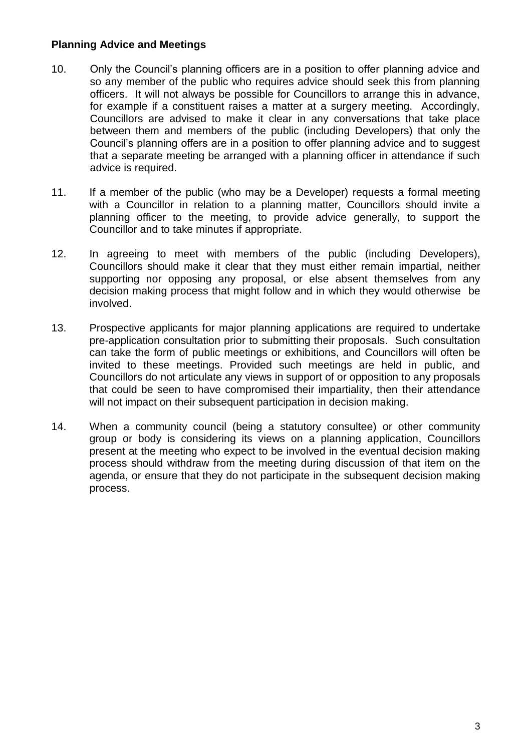**Planning Advice and Meetings**

10. Only the Council's planning officers are in a position to offer planning advice and so any member of the public who requires advice should seek this from planning officers. It will not always be possible for Councillors to arrange this in advance, for example if a constituent raises a matter at a surgery meeting. Accordingly, Councillors are advised to make it clear in any conversations that take place between them and members of the public (including Developers) that only the Council's planning offers are in a position to offer planning advice and to suggest that a separate meeting be arranged with a planning officer in attendance if such advice is required.

11. If a member of the public (who may be a Developer) requests a formal meeting with a Councillor in relation to a planning matter, Councillors should invite a planning officer to the meeting, to provide advice generally, to support the Councillor and to take minutes if appropriate.

12. In agreeing to meet with members of the public (including Developers), Councillors should make it clear that they must either remain impartial, neither supporting nor opposing any proposal, or else absent themselves from any decision making process that might follow and in which they would otherwise be involved.

13. Prospective applicants for major planning applications are required to undertake pre-application consultation prior to submitting their proposals. Such consultation can take the form of public meetings or exhibitions, and Councillors will often be invited to these meetings. Provided such meetings are held in public, and Councillors do not articulate any views in support of or opposition to any proposals that could be seen to have compromised their impartiality, then their attendance will not impact on their subsequent participation in decision making.

14. When a community council (being a statutory consultee) or other community group or body is considering its views on a planning application, Councillors present at the meeting who expect to be involved in the eventual decision making process should withdraw from the meeting during discussion of that item on the agenda, or ensure that they do not participate in the subsequent decision making process.